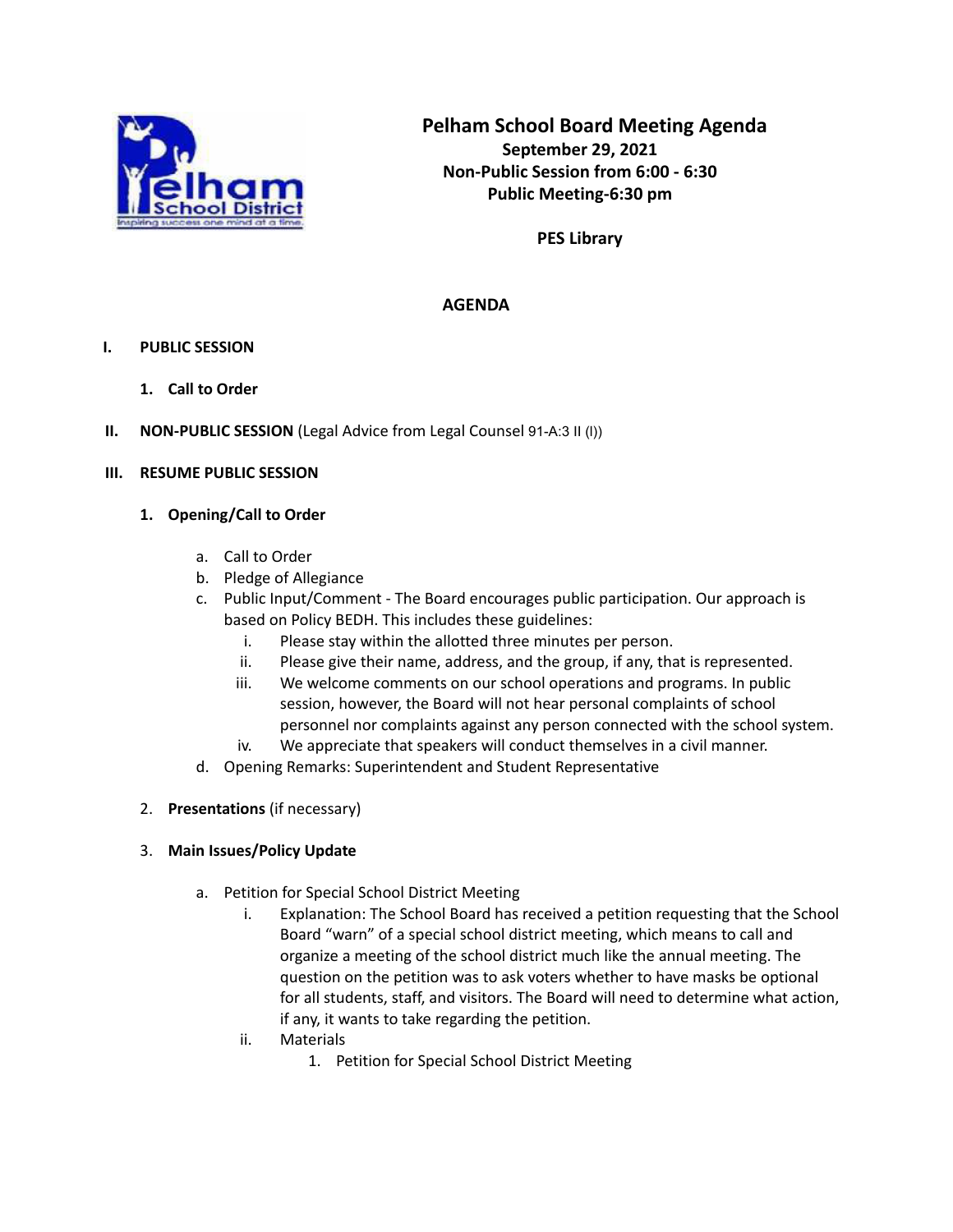# Pelham School Board Meeting Agenda

**September 29, 2021**
**Non-Public Session from 6:00 - 6:30**
**Public Meeting-6:30 pm**

**PES Library**

## AGENDA

**I. PUBLIC SESSION**

1. **Call to Order**

**II. NON-PUBLIC SESSION** (Legal Advice from Legal Counsel 91-A:3 II (l))

**III. RESUME PUBLIC SESSION**

1. **Opening/Call to Order**
   a. Call to Order
   b. Pledge of Allegiance
   c. Public Input/Comment - The Board encourages public participation. Our approach is based on Policy BEDH. This includes these guidelines:
      i. Please stay within the allotted three minutes per person.
      ii. Please give their name, address, and the group, if any, that is represented.
      iii. We welcome comments on our school operations and programs. In public session, however, the Board will not hear personal complaints of school personnel nor complaints against any person connected with the school system.
      iv. We appreciate that speakers will conduct themselves in a civil manner.
   d. Opening Remarks: Superintendent and Student Representative

2. **Presentations** (if necessary)

3. **Main Issues/Policy Update**
   a. Petition for Special School District Meeting
      i. Explanation: The School Board has received a petition requesting that the School Board "warn" of a special school district meeting, which means to call and organize a meeting of the school district much like the annual meeting. The question on the petition was to ask voters whether to have masks be optional for all students, staff, and visitors. The Board will need to determine what action, if any, it wants to take regarding the petition.
      ii. Materials
         1. Petition for Special School District Meeting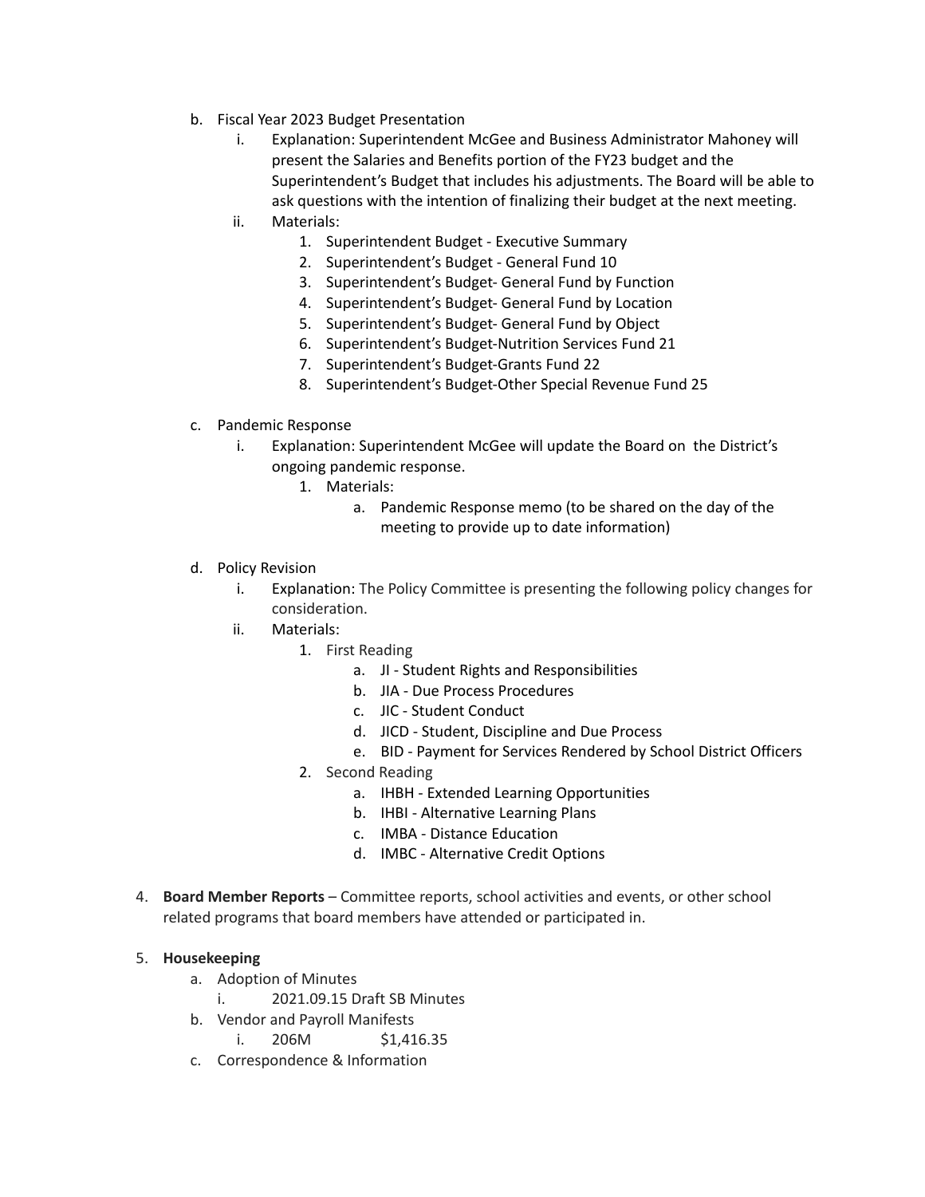b. Fiscal Year 2023 Budget Presentation
    i. Explanation: Superintendent McGee and Business Administrator Mahoney will present the Salaries and Benefits portion of the FY23 budget and the Superintendent's Budget that includes his adjustments. The Board will be able to ask questions with the intention of finalizing their budget at the next meeting.
    ii. Materials:
        1. Superintendent Budget - Executive Summary
        2. Superintendent's Budget - General Fund 10
        3. Superintendent's Budget- General Fund by Function
        4. Superintendent's Budget- General Fund by Location
        5. Superintendent's Budget- General Fund by Object
        6. Superintendent's Budget-Nutrition Services Fund 21
        7. Superintendent's Budget-Grants Fund 22
        8. Superintendent's Budget-Other Special Revenue Fund 25

c. Pandemic Response
    i. Explanation: Superintendent McGee will update the Board on the District's ongoing pandemic response.
        1. Materials:
            a. Pandemic Response memo (to be shared on the day of the meeting to provide up to date information)

d. Policy Revision
    i. Explanation: The Policy Committee is presenting the following policy changes for consideration.
    ii. Materials:
        1. First Reading
            a. JI - Student Rights and Responsibilities
            b. JIA - Due Process Procedures
            c. JIC - Student Conduct
            d. JICD - Student, Discipline and Due Process
            e. BID - Payment for Services Rendered by School District Officers
        2. Second Reading
            a. IHBH - Extended Learning Opportunities
            b. IHBI - Alternative Learning Plans
            c. IMBA - Distance Education
            d. IMBC - Alternative Credit Options

4. **Board Member Reports** – Committee reports, school activities and events, or other school related programs that board members have attended or participated in.

5. **Housekeeping**
    a. Adoption of Minutes
        i. 2021.09.15 Draft SB Minutes
    b. Vendor and Payroll Manifests
        i. 206M $1,416.35
    c. Correspondence & Information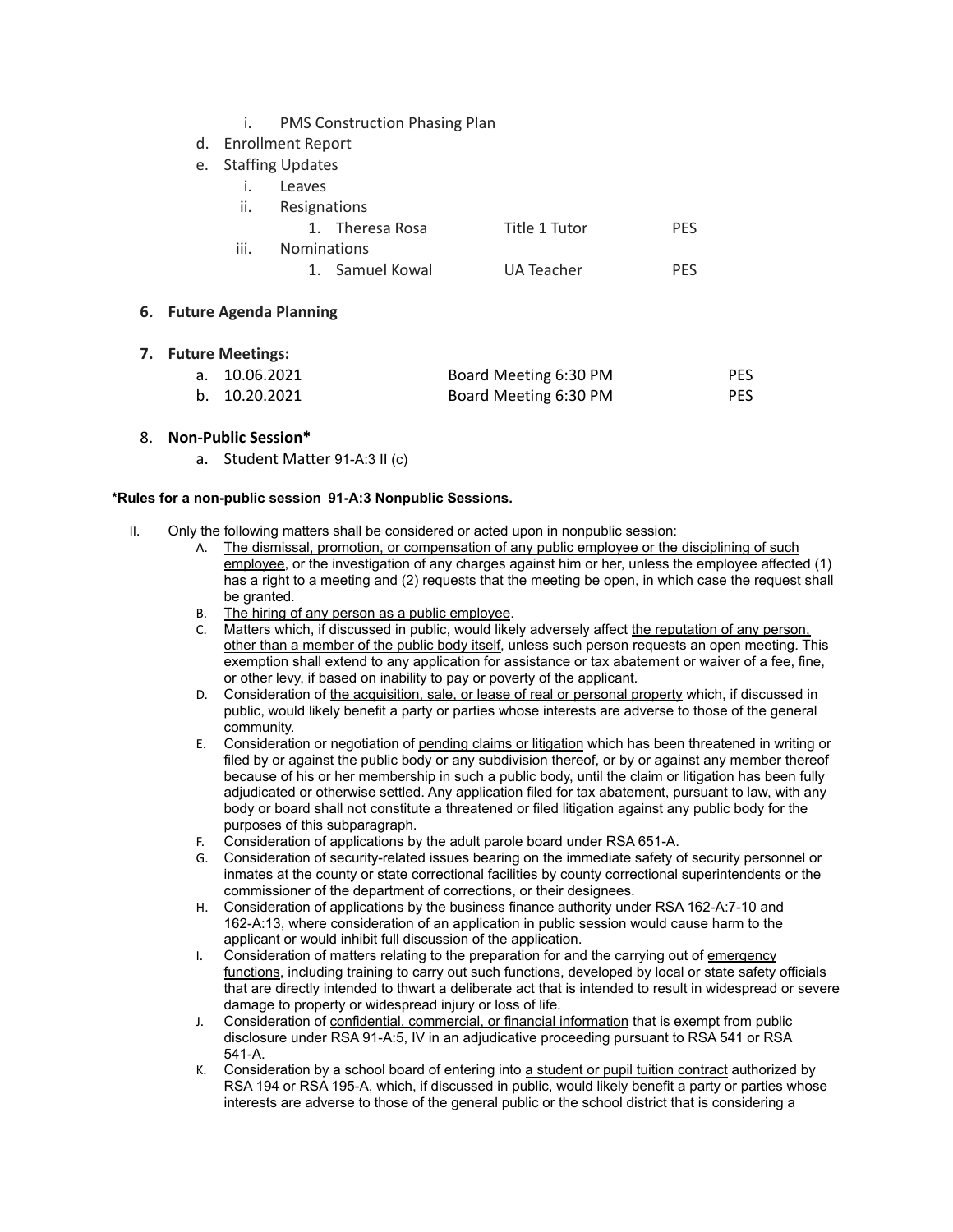i. PMS Construction Phasing Plan

d. Enrollment Report

e. Staffing Updates

i. Leaves

ii. Resignations

| | | |
|---|---|---|
| 1. Theresa Rosa | Title 1 Tutor | PES |

iii. Nominations

| | | |
|---|---|---|
| 1. Samuel Kowal | UA Teacher | PES |

**6. Future Agenda Planning**

**7. Future Meetings:**

| | | |
|---|---|---|
| a. 10.06.2021 | Board Meeting 6:30 PM | PES |
| b. 10.20.2021 | Board Meeting 6:30 PM | PES |

8. **Non-Public Session***

a. Student Matter 91-A:3 II (c)

***Rules for a non-public session 91-A:3 Nonpublic Sessions.**

II. Only the following matters shall be considered or acted upon in nonpublic session:

A. The dismissal, promotion, or compensation of any public employee or the disciplining of such employee, or the investigation of any charges against him or her, unless the employee affected (1) has a right to a meeting and (2) requests that the meeting be open, in which case the request shall be granted.

B. The hiring of any person as a public employee.

C. Matters which, if discussed in public, would likely adversely affect the reputation of any person, other than a member of the public body itself, unless such person requests an open meeting. This exemption shall extend to any application for assistance or tax abatement or waiver of a fee, fine, or other levy, if based on inability to pay or poverty of the applicant.

D. Consideration of the acquisition, sale, or lease of real or personal property which, if discussed in public, would likely benefit a party or parties whose interests are adverse to those of the general community.

E. Consideration or negotiation of pending claims or litigation which has been threatened in writing or filed by or against the public body or any subdivision thereof, or by or against any member thereof because of his or her membership in such a public body, until the claim or litigation has been fully adjudicated or otherwise settled. Any application filed for tax abatement, pursuant to law, with any body or board shall not constitute a threatened or filed litigation against any public body for the purposes of this subparagraph.

F. Consideration of applications by the adult parole board under RSA 651-A.

G. Consideration of security-related issues bearing on the immediate safety of security personnel or inmates at the county or state correctional facilities by county correctional superintendents or the commissioner of the department of corrections, or their designees.

H. Consideration of applications by the business finance authority under RSA 162-A:7-10 and 162-A:13, where consideration of an application in public session would cause harm to the applicant or would inhibit full discussion of the application.

I. Consideration of matters relating to the preparation for and the carrying out of emergency functions, including training to carry out such functions, developed by local or state safety officials that are directly intended to thwart a deliberate act that is intended to result in widespread or severe damage to property or widespread injury or loss of life.

J. Consideration of confidential, commercial, or financial information that is exempt from public disclosure under RSA 91-A:5, IV in an adjudicative proceeding pursuant to RSA 541 or RSA 541-A.

K. Consideration by a school board of entering into a student or pupil tuition contract authorized by RSA 194 or RSA 195-A, which, if discussed in public, would likely benefit a party or parties whose interests are adverse to those of the general public or the school district that is considering a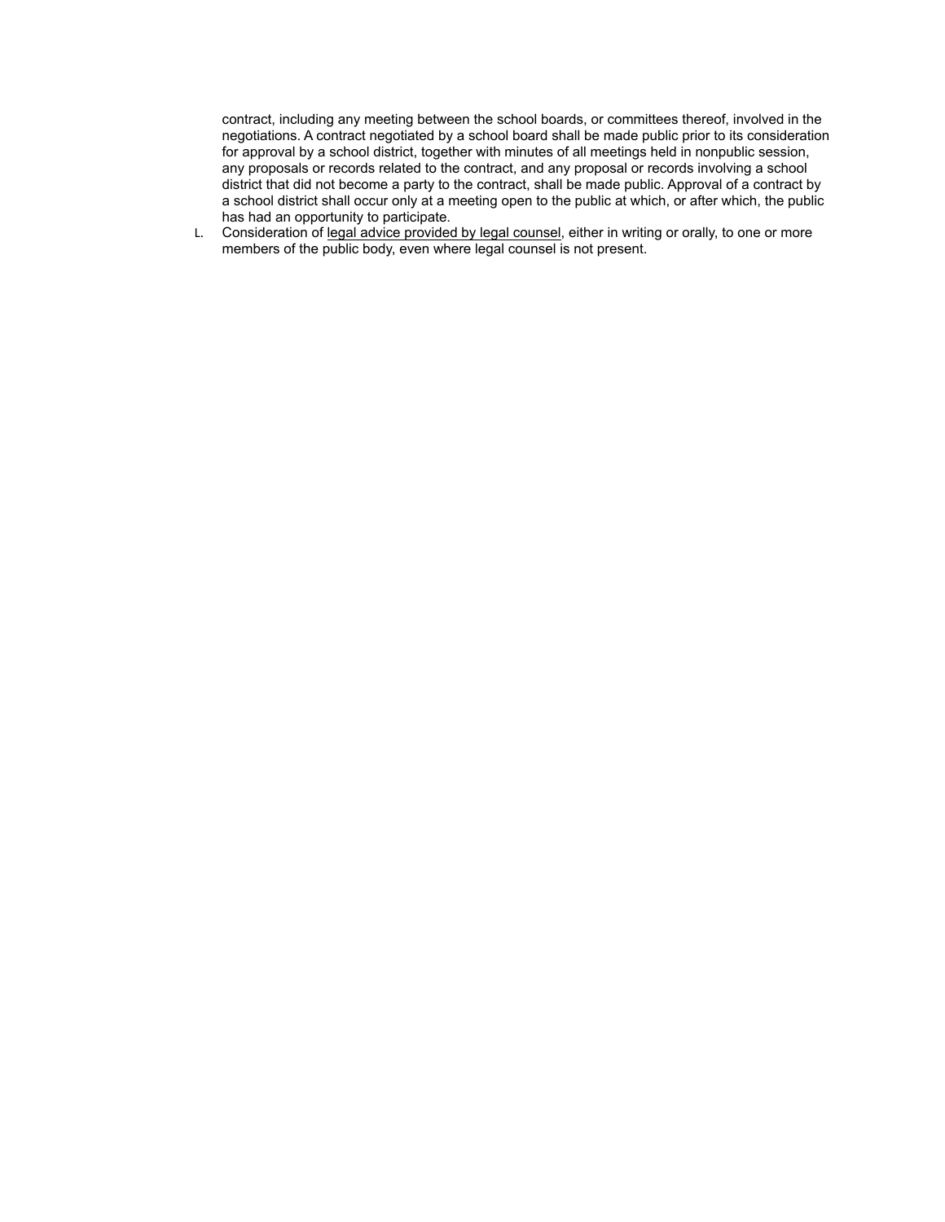contract, including any meeting between the school boards, or committees thereof, involved in the negotiations. A contract negotiated by a school board shall be made public prior to its consideration for approval by a school district, together with minutes of all meetings held in nonpublic session, any proposals or records related to the contract, and any proposal or records involving a school district that did not become a party to the contract, shall be made public. Approval of a contract by a school district shall occur only at a meeting open to the public at which, or after which, the public has had an opportunity to participate.

L. Consideration of legal advice provided by legal counsel, either in writing or orally, to one or more members of the public body, even where legal counsel is not present.